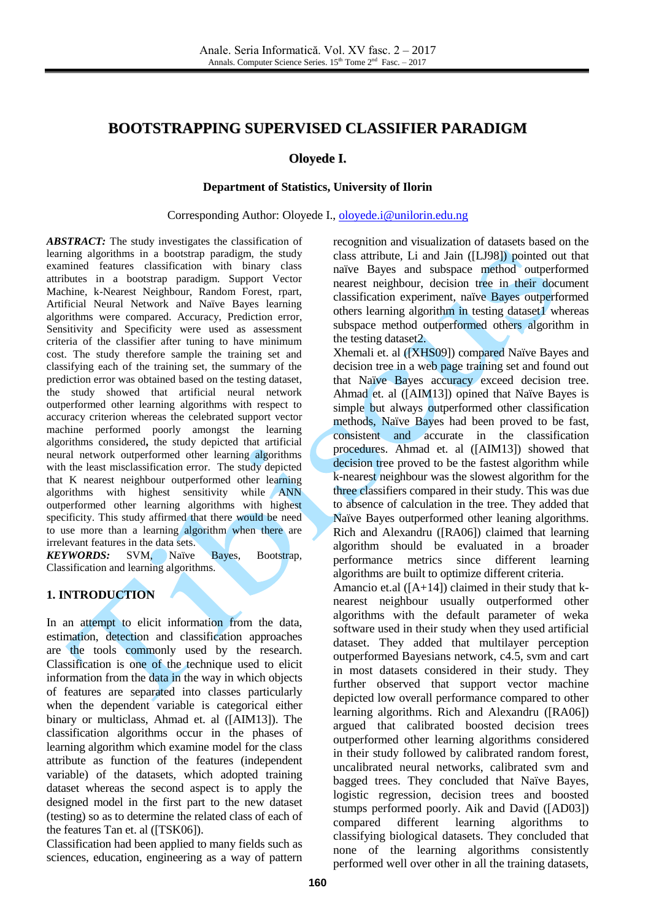# BOOTSTRAPPING SUPERVISED CLASSIFIER PARADIGM

**Oloyede I.**

**Department of Statistics, University of Ilorin**

Corresponding Author: Oloyede I., oloyede.i@unilorin.edu.ng

***ABSTRACT:*** The study investigates the classification of learning algorithms in a bootstrap paradigm, the study examined features classification with binary class attributes in a bootstrap paradigm. Support Vector Machine, k-Nearest Neighbour, Random Forest, rpart, Artificial Neural Network and Naïve Bayes learning algorithms were compared. Accuracy, Prediction error, Sensitivity and Specificity were used as assessment criteria of the classifier after tuning to have minimum cost. The study therefore sample the training set and classifying each of the training set, the summary of the prediction error was obtained based on the testing dataset, the study showed that artificial neural network outperformed other learning algorithms with respect to accuracy criterion whereas the celebrated support vector machine performed poorly amongst the learning algorithms considered**,** the study depicted that artificial neural network outperformed other learning algorithms with the least misclassification error. The study depicted that K nearest neighbour outperformed other learning algorithms with highest sensitivity while ANN outperformed other learning algorithms with highest specificity. This study affirmed that there would be need to use more than a learning algorithm when there are irrelevant features in the data sets.

***KEYWORDS:*** SVM, Naïve Bayes, Bootstrap, Classification and learning algorithms.

## 1. INTRODUCTION

In an attempt to elicit information from the data, estimation, detection and classification approaches are the tools commonly used by the research. Classification is one of the technique used to elicit information from the data in the way in which objects of features are separated into classes particularly when the dependent variable is categorical either binary or multiclass, Ahmad et. al ([AIM13]). The classification algorithms occur in the phases of learning algorithm which examine model for the class attribute as function of the features (independent variable) of the datasets, which adopted training dataset whereas the second aspect is to apply the designed model in the first part to the new dataset (testing) so as to determine the related class of each of the features Tan et. al ([TSK06]).

Classification had been applied to many fields such as sciences, education, engineering as a way of pattern recognition and visualization of datasets based on the class attribute, Li and Jain ([LJ98]) pointed out that naïve Bayes and subspace method outperformed nearest neighbour, decision tree in their document classification experiment, naïve Bayes outperformed others learning algorithm in testing dataset1 whereas subspace method outperformed others algorithm in the testing dataset2.

Xhemali et. al ([XHS09]) compared Naïve Bayes and decision tree in a web page training set and found out that Naïve Bayes accuracy exceed decision tree. Ahmad et. al ([AIM13]) opined that Naïve Bayes is simple but always outperformed other classification methods, Naïve Bayes had been proved to be fast, consistent and accurate in the classification procedures. Ahmad et. al ([AIM13]) showed that decision tree proved to be the fastest algorithm while k-nearest neighbour was the slowest algorithm for the three classifiers compared in their study. This was due to absence of calculation in the tree. They added that Naïve Bayes outperformed other leaning algorithms.

Rich and Alexandru ([RA06]) claimed that learning algorithm should be evaluated in a broader performance metrics since different learning algorithms are built to optimize different criteria.

Amancio et.al ([A+14]) claimed in their study that k-nearest neighbour usually outperformed other algorithms with the default parameter of weka software used in their study when they used artificial dataset. They added that multilayer perception outperformed Bayesians network, c4.5, svm and cart in most datasets considered in their study. They further observed that support vector machine depicted low overall performance compared to other learning algorithms. Rich and Alexandru ([RA06]) argued that calibrated boosted decision trees outperformed other learning algorithms considered in their study followed by calibrated random forest, uncalibrated neural networks, calibrated svm and bagged trees. They concluded that Naïve Bayes, logistic regression, decision trees and boosted stumps performed poorly. Aik and David ([AD03]) compared different learning algorithms to classifying biological datasets. They concluded that none of the learning algorithms consistently performed well over other in all the training datasets,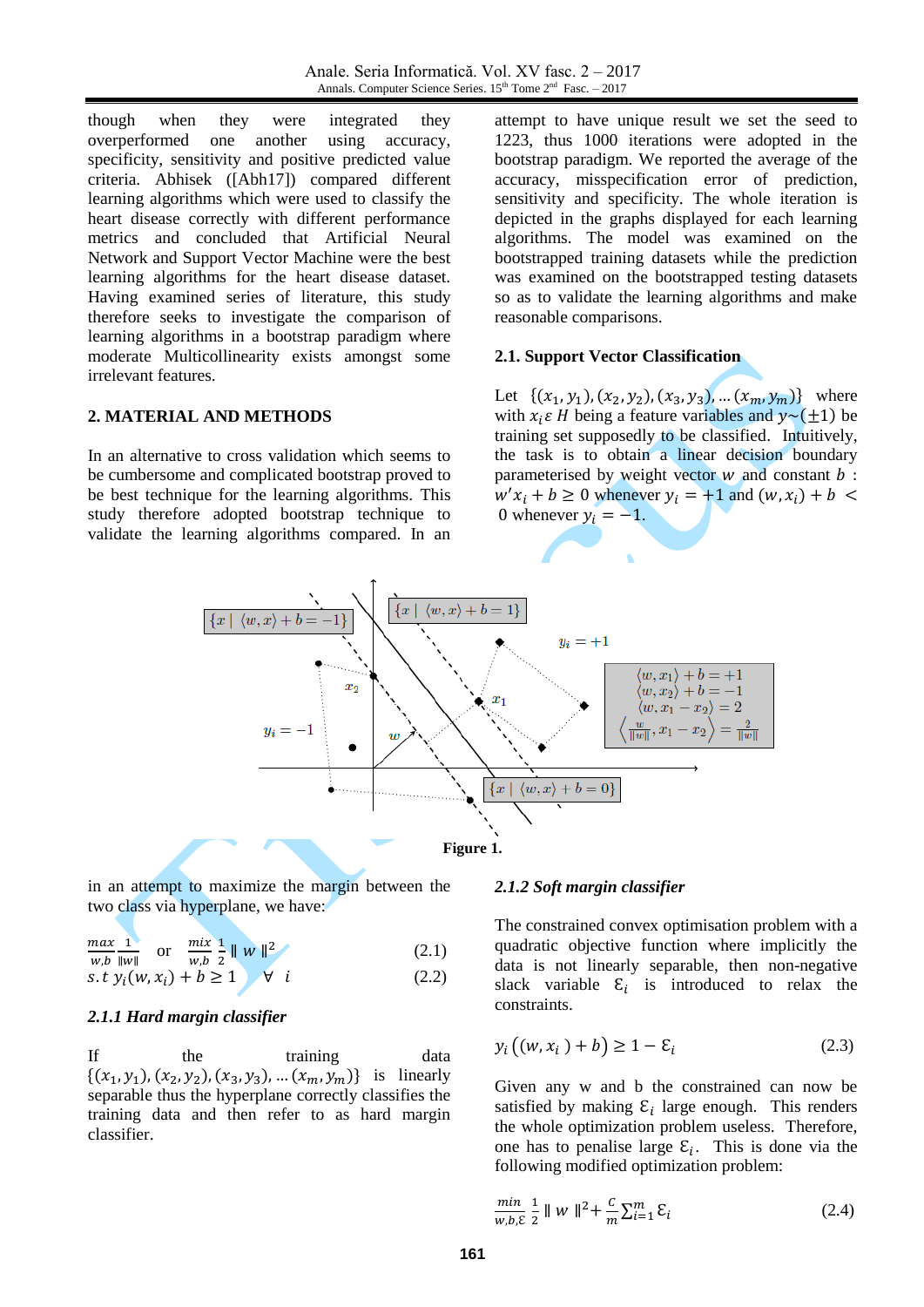though when they were integrated they overperformed one another using accuracy, specificity, sensitivity and positive predicted value criteria. Abhisek ([Abh17]) compared different learning algorithms which were used to classify the heart disease correctly with different performance metrics and concluded that Artificial Neural Network and Support Vector Machine were the best learning algorithms for the heart disease dataset. Having examined series of literature, this study therefore seeks to investigate the comparison of learning algorithms in a bootstrap paradigm where moderate Multicollinearity exists amongst some irrelevant features.

## 2. MATERIAL AND METHODS

In an alternative to cross validation which seems to be cumbersome and complicated bootstrap proved to be best technique for the learning algorithms. This study therefore adopted bootstrap technique to validate the learning algorithms compared. In an attempt to have unique result we set the seed to 1223, thus 1000 iterations were adopted in the bootstrap paradigm. We reported the average of the accuracy, misspecification error of prediction, sensitivity and specificity. The whole iteration is depicted in the graphs displayed for each learning algorithms. The model was examined on the bootstrapped training datasets while the prediction was examined on the bootstrapped testing datasets so as to validate the learning algorithms and make reasonable comparisons.

### 2.1. Support Vector Classification

Let $\{(x_1, y_1), (x_2, y_2), (x_3, y_3), \ldots (x_m, y_m)\}$ where with $x_i \varepsilon H$ being a feature variables and $y \sim (\pm 1)$ be training set supposedly to be classified. Intuitively, the task is to obtain a linear decision boundary parameterised by weight vector $w$ and constant $b$ : $w'x_i + b \geq 0$ whenever $y_i = +1$ and $(w, x_i) + b < 0$ whenever $y_i = -1$.

**Figure 1.**

in an attempt to maximize the margin between the two class via hyperplane, we have:

$$\max_{w,b} \frac{1}{\|w\|} \quad \text{or} \quad \min_{w,b} \frac{1}{2} \| w \|^2 \tag{2.1}$$

$$s.t\ y_i(w, x_i) + b \geq 1 \quad \forall \quad i \tag{2.2}$$

#### *2.1.1 Hard margin classifier*

If the training data $\{(x_1, y_1), (x_2, y_2), (x_3, y_3), \ldots (x_m, y_m)\}$ is linearly separable thus the hyperplane correctly classifies the training data and then refer to as hard margin classifier.

#### *2.1.2 Soft margin classifier*

The constrained convex optimisation problem with a quadratic objective function where implicitly the data is not linearly separable, then non-negative slack variable $\mathcal{E}_i$ is introduced to relax the constraints.

$$y_i\left((w, x_i) + b\right) \geq 1 - \mathcal{E}_i \tag{2.3}$$

Given any w and b the constrained can now be satisfied by making $\mathcal{E}_i$ large enough. This renders the whole optimization problem useless. Therefore, one has to penalise large $\mathcal{E}_i$. This is done via the following modified optimization problem:

$$\min_{w,b,\mathcal{E}} \frac{1}{2} \| w \|^2 + \frac{C}{m} \sum_{i=1}^{m} \mathcal{E}_i \tag{2.4}$$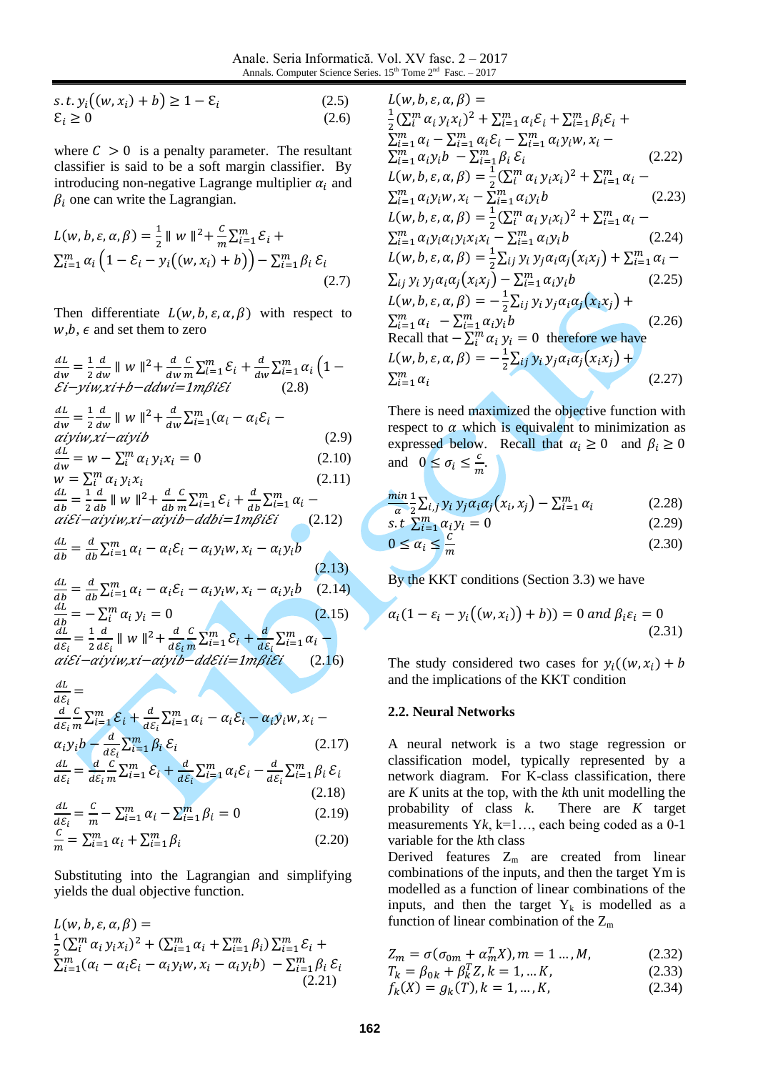$$s.t.\ y_i\big((w,x_i)+b\big) \ge 1-\mathcal{E}_i \tag{2.5}$$
$$\mathcal{E}_i \ge 0 \tag{2.6}$$

where $C > 0$ is a penalty parameter. The resultant classifier is said to be a soft margin classifier. By introducing non-negative Lagrange multiplier $\alpha_i$ and $\beta_i$ one can write the Lagrangian.

$$L(w,b,\varepsilon,\alpha,\beta) = \frac{1}{2}\parallel w \parallel^2 + \frac{C}{m}\sum_{i=1}^{m}\mathcal{E}_i + \sum_{i=1}^{m}\alpha_i\left(1-\mathcal{E}_i - y_i\big((w,x_i)+b\big)\right) - \sum_{i=1}^{m}\beta_i\,\mathcal{E}_i \tag{2.7}$$

Then differentiate $L(w,b,\varepsilon,\alpha,\beta)$ with respect to $w$,$b$, $\epsilon$ and set them to zero

$$\frac{dL}{dw} = \frac{1}{2}\frac{d}{dw}\parallel w \parallel^2 + \frac{d}{dw}\frac{C}{m}\sum_{i=1}^{m}\mathcal{E}_i + \frac{d}{dw}\sum_{i=1}^{m}\alpha_i\big(1-\mathcal{E}i-yiw,xi+b-ddwi=1m\beta i\mathcal{E}i \tag{2.8}$$

$$\frac{dL}{dw} = \frac{1}{2}\frac{d}{dw}\parallel w \parallel^2 + \frac{d}{dw}\sum_{i=1}^{m}(\alpha_i - \alpha_i\mathcal{E}_i - \alpha iyiw,xi-\alpha iyib \tag{2.9}$$

$$\frac{dL}{dw} = w - \sum_{i}^{m}\alpha_i\, y_i x_i = 0 \tag{2.10}$$

$$w = \sum_{i}^{m}\alpha_i\, y_i x_i \tag{2.11}$$

$$\frac{dL}{db} = \frac{1}{2}\frac{d}{db}\parallel w \parallel^2 + \frac{d}{db}\frac{C}{m}\sum_{i=1}^{m}\mathcal{E}_i + \frac{d}{db}\sum_{i=1}^{m}\alpha_i - \alpha i\mathcal{E}i-\alpha iyiw,xi-\alpha iyib-ddbi=1m\beta i\mathcal{E}i \tag{2.12}$$

$$\frac{dL}{db} = \frac{d}{db}\sum_{i=1}^{m}\alpha_i - \alpha_i\mathcal{E}_i - \alpha_i y_i w, x_i - \alpha_i y_i b \tag{2.13}$$

$$\frac{dL}{db} = \frac{d}{db}\sum_{i=1}^{m}\alpha_i - \alpha_i\mathcal{E}_i - \alpha_i y_i w, x_i - \alpha_i y_i b \tag{2.14}$$

$$\frac{dL}{db} = -\sum_{i}^{m}\alpha_i\, y_i = 0 \tag{2.15}$$

$$\frac{dL}{d\mathcal{E}_i} = \frac{1}{2}\frac{d}{d\mathcal{E}_i}\parallel w \parallel^2 + \frac{d}{d\mathcal{E}_i}\frac{C}{m}\sum_{i=1}^{m}\mathcal{E}_i + \frac{d}{d\mathcal{E}_i}\sum_{i=1}^{m}\alpha_i - \alpha i\mathcal{E}i-\alpha iyiw,xi-\alpha iyib-dd\mathcal{E}ii=1m\beta i\mathcal{E}i \tag{2.16}$$

$$\frac{dL}{d\mathcal{E}_i} = \frac{d}{d\mathcal{E}_i}\frac{C}{m}\sum_{i=1}^{m}\mathcal{E}_i + \frac{d}{d\mathcal{E}_i}\sum_{i=1}^{m}\alpha_i - \alpha_i\mathcal{E}_i - \alpha_i y_i w, x_i - \alpha_i y_i b - \frac{d}{d\mathcal{E}_i}\sum_{i=1}^{m}\beta_i\,\mathcal{E}_i \tag{2.17}$$

$$\frac{dL}{d\mathcal{E}_i} = \frac{d}{d\mathcal{E}_i}\frac{C}{m}\sum_{i=1}^{m}\mathcal{E}_i + \frac{d}{d\mathcal{E}_i}\sum_{i=1}^{m}\alpha_i\mathcal{E}_i - \frac{d}{d\mathcal{E}_i}\sum_{i=1}^{m}\beta_i\,\mathcal{E}_i \tag{2.18}$$

$$\frac{dL}{d\mathcal{E}_i} = \frac{C}{m} - \sum_{i=1}^{m}\alpha_i - \sum_{i=1}^{m}\beta_i = 0 \tag{2.19}$$

$$\frac{C}{m} = \sum_{i=1}^{m}\alpha_i + \sum_{i=1}^{m}\beta_i \tag{2.20}$$

Substituting into the Lagrangian and simplifying yields the dual objective function.

$$L(w,b,\varepsilon,\alpha,\beta) = \frac{1}{2}\Big(\sum_{i}^{m}\alpha_i\, y_i x_i\Big)^2 + \Big(\sum_{i=1}^{m}\alpha_i + \sum_{i=1}^{m}\beta_i\Big)\sum_{i=1}^{m}\mathcal{E}_i + \sum_{i=1}^{m}(\alpha_i - \alpha_i\mathcal{E}_i - \alpha_i y_i w, x_i - \alpha_i y_i b) - \sum_{i=1}^{m}\beta_i\,\mathcal{E}_i \tag{2.21}$$

$$L(w,b,\varepsilon,\alpha,\beta) = \frac{1}{2}\Big(\sum_{i}^{m}\alpha_i\, y_i x_i\Big)^2 + \sum_{i=1}^{m}\alpha_i\mathcal{E}_i + \sum_{i=1}^{m}\beta_i\mathcal{E}_i + \sum_{i=1}^{m}\alpha_i - \sum_{i=1}^{m}\alpha_i\mathcal{E}_i - \sum_{i=1}^{m}\alpha_i y_i w, x_i - \sum_{i=1}^{m}\alpha_i y_i b - \sum_{i=1}^{m}\beta_i\,\mathcal{E}_i \tag{2.22}$$

$$L(w,b,\varepsilon,\alpha,\beta) = \frac{1}{2}\Big(\sum_{i}^{m}\alpha_i\, y_i x_i\Big)^2 + \sum_{i=1}^{m}\alpha_i - \sum_{i=1}^{m}\alpha_i y_i w, x_i - \sum_{i=1}^{m}\alpha_i y_i b \tag{2.23}$$

$$L(w,b,\varepsilon,\alpha,\beta) = \frac{1}{2}\Big(\sum_{i}^{m}\alpha_i\, y_i x_i\Big)^2 + \sum_{i=1}^{m}\alpha_i - \sum_{i=1}^{m}\alpha_i y_i \alpha_i y_i x_i x_i - \sum_{i=1}^{m}\alpha_i y_i b \tag{2.24}$$

$$L(w,b,\varepsilon,\alpha,\beta) = \frac{1}{2}\sum_{ij} y_i\, y_j \alpha_i \alpha_j (x_i x_j) + \sum_{i=1}^{m}\alpha_i - \sum_{ij} y_i\, y_j \alpha_i \alpha_j (x_i x_j) - \sum_{i=1}^{m}\alpha_i y_i b \tag{2.25}$$

$$L(w,b,\varepsilon,\alpha,\beta) = -\frac{1}{2}\sum_{ij} y_i\, y_j \alpha_i \alpha_j (x_i x_j) + \sum_{i=1}^{m}\alpha_i - \sum_{i=1}^{m}\alpha_i y_i b \tag{2.26}$$

Recall that $-\sum_{i}^{m}\alpha_i\, y_i = 0$ therefore we have

$$L(w,b,\varepsilon,\alpha,\beta) = -\frac{1}{2}\sum_{ij} y_i\, y_j \alpha_i \alpha_j (x_i x_j) + \sum_{i=1}^{m}\alpha_i \tag{2.27}$$

There is need maximized the objective function with respect to $\alpha$ which is equivalent to minimization as expressed below. Recall that $\alpha_i \ge 0$ and $\beta_i \ge 0$ and $0 \le \sigma_i \le \frac{C}{m}$.

$$\min_{\alpha}\frac{1}{2}\sum_{i,j} y_i\, y_j \alpha_i \alpha_j (x_i, x_j) - \sum_{i=1}^{m}\alpha_i \tag{2.28}$$

$$s.t\ \sum_{i=1}^{m}\alpha_i y_i = 0 \tag{2.29}$$

$$0 \le \alpha_i \le \frac{C}{m} \tag{2.30}$$

By the KKT conditions (Section 3.3) we have

$$\alpha_i\big(1-\varepsilon_i - y_i\big((w,x_i)\big)+b)\big) = 0 \ and\ \beta_i\varepsilon_i = 0 \tag{2.31}$$

The study considered two cases for $y_i((w,x_i)+b$ and the implications of the KKT condition

## 2.2. Neural Networks

A neural network is a two stage regression or classification model, typically represented by a network diagram. For K-class classification, there are $K$ units at the top, with the $k$th unit modelling the probability of class $k$. There are $K$ target measurements $Yk$, k=1…, each being coded as a 0-1 variable for the $k$th class

Derived features $Z_m$ are created from linear combinations of the inputs, and then the target Ym is modelled as a function of linear combinations of the inputs, and then the target $Y_k$ is modelled as a function of linear combination of the $Z_m$

$$Z_m = \sigma(\sigma_{0m} + \alpha_m^T X), m = 1 \ldots, M, \tag{2.32}$$

$$T_k = \beta_{0k} + \beta_k^T Z, k = 1, \ldots K, \tag{2.33}$$

$$f_k(X) = g_k(T), k = 1, \ldots, K, \tag{2.34}$$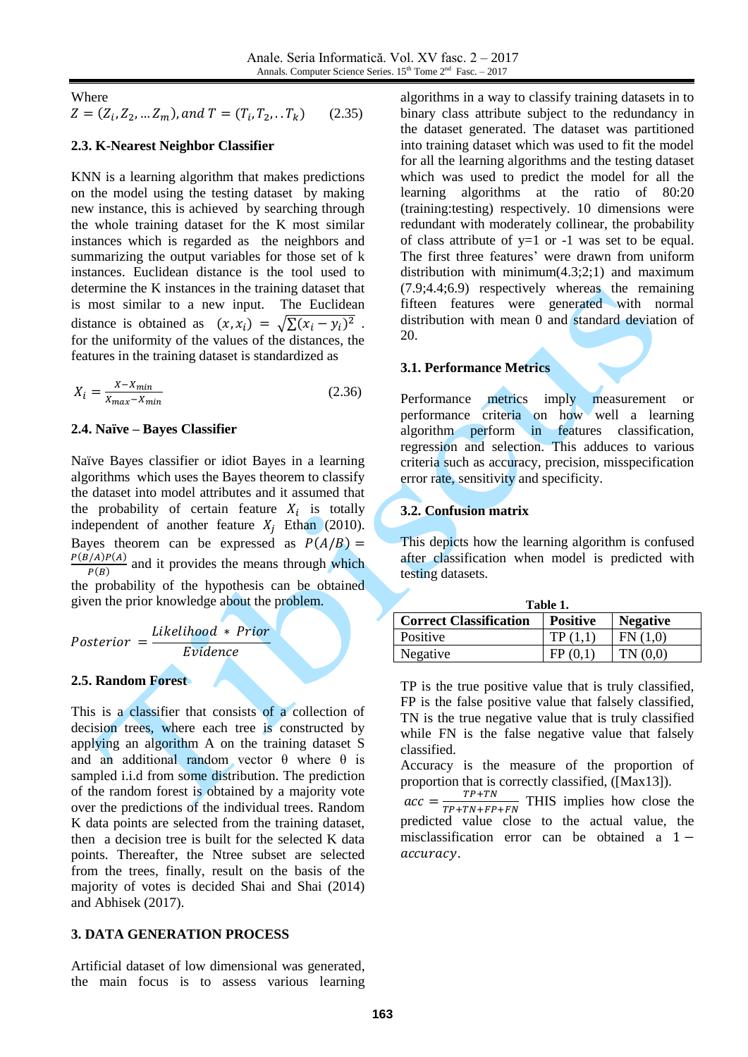Where

$$Z = (Z_i, Z_2, \ldots Z_m), and\ T = (T_i, T_2, \ldots T_k) \qquad (2.35)$$

### 2.3. K-Nearest Neighbor Classifier

KNN is a learning algorithm that makes predictions on the model using the testing dataset by making new instance, this is achieved by searching through the whole training dataset for the K most similar instances which is regarded as the neighbors and summarizing the output variables for those set of k instances. Euclidean distance is the tool used to determine the K instances in the training dataset that is most similar to a new input. The Euclidean distance is obtained as $(x, x_i) = \sqrt{\sum (x_i - y_i)^2}$ . for the uniformity of the values of the distances, the features in the training dataset is standardized as

$$X_i = \frac{X - X_{min}}{X_{max} - X_{min}} \qquad (2.36)$$

### 2.4. Naïve – Bayes Classifier

Naïve Bayes classifier or idiot Bayes in a learning algorithms which uses the Bayes theorem to classify the dataset into model attributes and it assumed that the probability of certain feature $X_i$ is totally independent of another feature $X_j$ Ethan (2010). Bayes theorem can be expressed as $P(A/B) = \frac{P(B/A)P(A)}{P(B)}$ and it provides the means through which the probability of the hypothesis can be obtained given the prior knowledge about the problem.

$$Posterior = \frac{Likelihood * Prior}{Evidence}$$

### 2.5. Random Forest

This is a classifier that consists of a collection of decision trees, where each tree is constructed by applying an algorithm A on the training dataset S and an additional random vector θ where θ is sampled i.i.d from some distribution. The prediction of the random forest is obtained by a majority vote over the predictions of the individual trees. Random K data points are selected from the training dataset, then a decision tree is built for the selected K data points. Thereafter, the Ntree subset are selected from the trees, finally, result on the basis of the majority of votes is decided Shai and Shai (2014) and Abhisek (2017).

## 3. DATA GENERATION PROCESS

Artificial dataset of low dimensional was generated, the main focus is to assess various learning algorithms in a way to classify training datasets in to binary class attribute subject to the redundancy in the dataset generated. The dataset was partitioned into training dataset which was used to fit the model for all the learning algorithms and the testing dataset which was used to predict the model for all the learning algorithms at the ratio of 80:20 (training:testing) respectively. 10 dimensions were redundant with moderately collinear, the probability of class attribute of y=1 or -1 was set to be equal. The first three features' were drawn from uniform distribution with minimum(4.3;2;1) and maximum (7.9;4.4;6.9) respectively whereas the remaining fifteen features were generated with normal distribution with mean 0 and standard deviation of 20.

### 3.1. Performance Metrics

Performance metrics imply measurement or performance criteria on how well a learning algorithm perform in features classification, regression and selection. This adduces to various criteria such as accuracy, precision, misspecification error rate, sensitivity and specificity.

### 3.2. Confusion matrix

This depicts how the learning algorithm is confused after classification when model is predicted with testing datasets.

**Table 1.**

| **Correct Classification** | **Positive** | **Negative** |
|---|---|---|
| Positive | TP (1,1) | FN (1,0) |
| Negative | FP (0,1) | TN (0,0) |

TP is the true positive value that is truly classified, FP is the false positive value that falsely classified, TN is the true negative value that is truly classified while FN is the false negative value that falsely classified.

Accuracy is the measure of the proportion of proportion that is correctly classified, ([Max13]). $acc = \frac{TP+TN}{TP+TN+FP+FN}$ THIS implies how close the predicted value close to the actual value, the misclassification error can be obtained a $1 - accuracy$.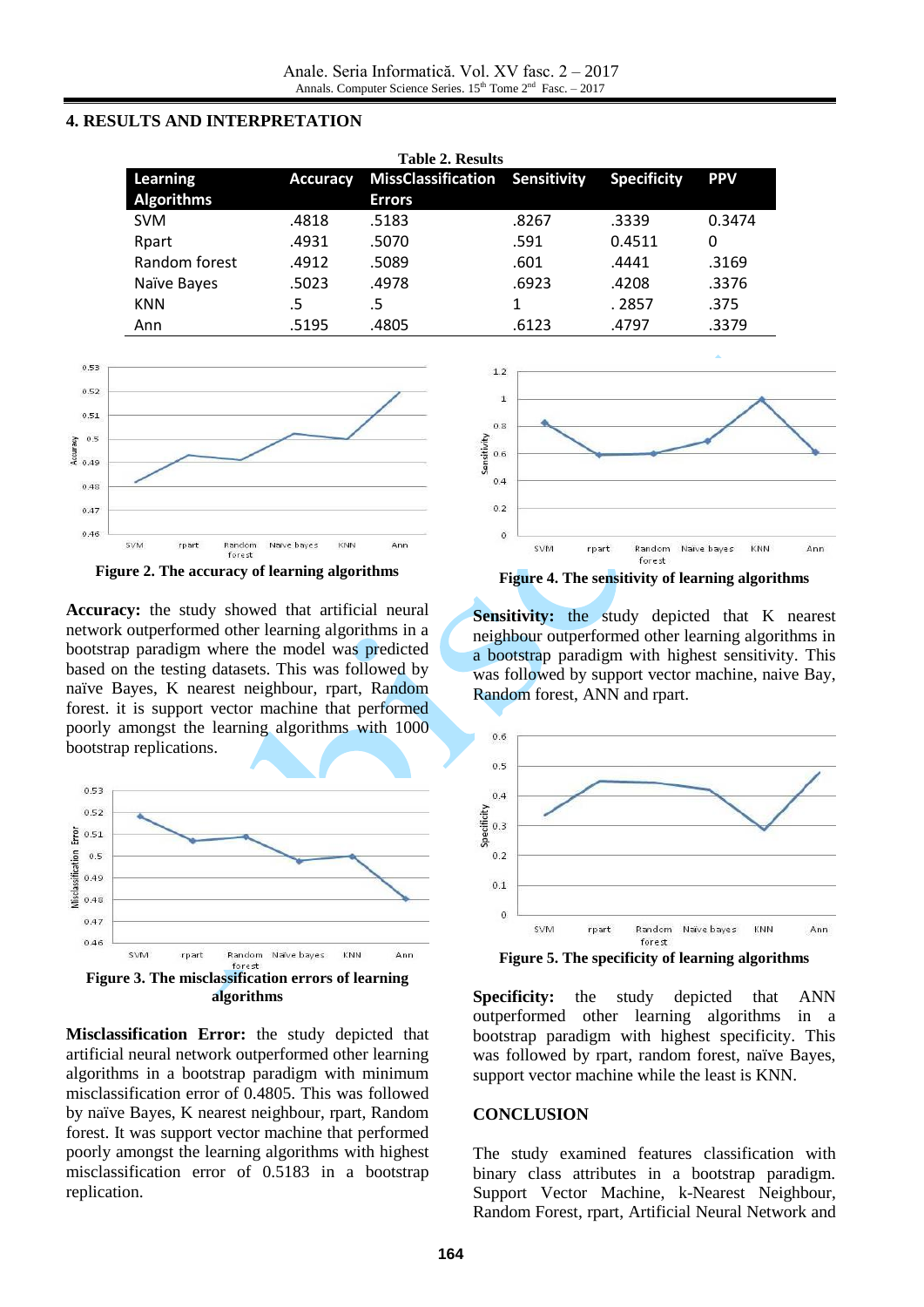## 4. RESULTS AND INTERPRETATION

**Table 2. Results**

| Learning Algorithms | Accuracy | MissClassification Errors | Sensitivity | Specificity | PPV |
|---|---|---|---|---|---|
| SVM | .4818 | .5183 | .8267 | .3339 | 0.3474 |
| Rpart | .4931 | .5070 | .591 | 0.4511 | 0 |
| Random forest | .4912 | .5089 | .601 | .4441 | .3169 |
| Naïve Bayes | .5023 | .4978 | .6923 | .4208 | .3376 |
| KNN | .5 | .5 | 1 | . 2857 | .375 |
| Ann | .5195 | .4805 | .6123 | .4797 | .3379 |

**Figure 2. The accuracy of learning algorithms**

**Accuracy:** the study showed that artificial neural network outperformed other learning algorithms in a bootstrap paradigm where the model was predicted based on the testing datasets. This was followed by naïve Bayes, K nearest neighbour, rpart, Random forest. it is support vector machine that performed poorly amongst the learning algorithms with 1000 bootstrap replications.

**Figure 3. The misclassification errors of learning algorithms**

**Misclassification Error:** the study depicted that artificial neural network outperformed other learning algorithms in a bootstrap paradigm with minimum misclassification error of 0.4805. This was followed by naïve Bayes, K nearest neighbour, rpart, Random forest. It was support vector machine that performed poorly amongst the learning algorithms with highest misclassification error of 0.5183 in a bootstrap replication.

**Figure 4. The sensitivity of learning algorithms**

**Sensitivity:** the study depicted that K nearest neighbour outperformed other learning algorithms in a bootstrap paradigm with highest sensitivity. This was followed by support vector machine, naive Bay, Random forest, ANN and rpart.

**Figure 5. The specificity of learning algorithms**

**Specificity:** the study depicted that ANN outperformed other learning algorithms in a bootstrap paradigm with highest specificity. This was followed by rpart, random forest, naïve Bayes, support vector machine while the least is KNN.

## CONCLUSION

The study examined features classification with binary class attributes in a bootstrap paradigm. Support Vector Machine, k-Nearest Neighbour, Random Forest, rpart, Artificial Neural Network and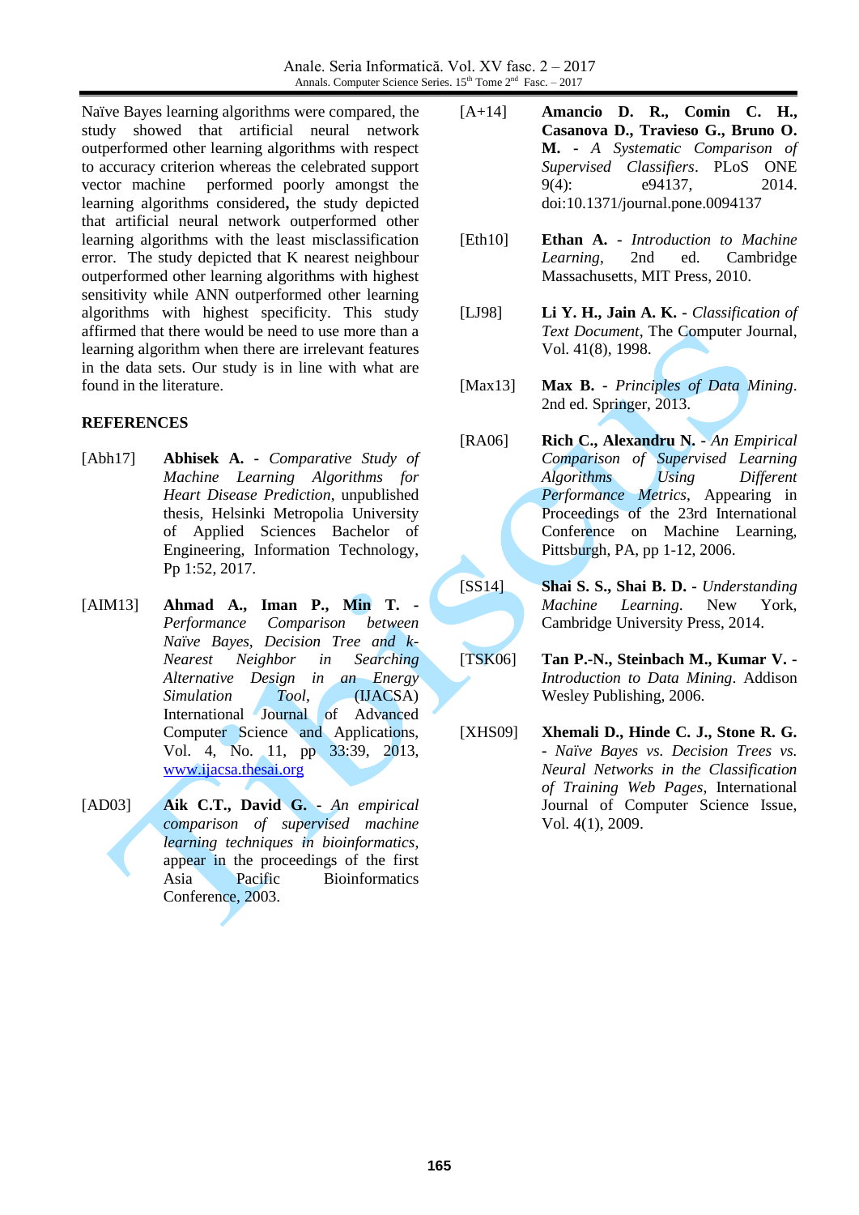Naïve Bayes learning algorithms were compared, the study showed that artificial neural network outperformed other learning algorithms with respect to accuracy criterion whereas the celebrated support vector machine performed poorly amongst the learning algorithms considered**,** the study depicted that artificial neural network outperformed other learning algorithms with the least misclassification error. The study depicted that K nearest neighbour outperformed other learning algorithms with highest sensitivity while ANN outperformed other learning algorithms with highest specificity. This study affirmed that there would be need to use more than a learning algorithm when there are irrelevant features in the data sets. Our study is in line with what are found in the literature.

## REFERENCES

[Abh17] **Abhisek A.** - *Comparative Study of Machine Learning Algorithms for Heart Disease Prediction*, unpublished thesis, Helsinki Metropolia University of Applied Sciences Bachelor of Engineering, Information Technology, Pp 1:52, 2017.

[AIM13] **Ahmad A., Iman P., Min T.** - *Performance Comparison between Naïve Bayes, Decision Tree and k-Nearest Neighbor in Searching Alternative Design in an Energy Simulation Tool*, (IJACSA) International Journal of Advanced Computer Science and Applications, Vol. 4, No. 11, pp 33:39, 2013, www.ijacsa.thesai.org

[AD03] **Aik C.T., David G.** - *An empirical comparison of supervised machine learning techniques in bioinformatics*, appear in the proceedings of the first Asia Pacific Bioinformatics Conference, 2003.

[A+14] **Amancio D. R., Comin C. H., Casanova D., Travieso G., Bruno O. M.** - *A Systematic Comparison of Supervised Classifiers*. PLoS ONE 9(4): e94137, 2014. doi:10.1371/journal.pone.0094137

[Eth10] **Ethan A.** - *Introduction to Machine Learning*, 2nd ed. Cambridge Massachusetts, MIT Press, 2010.

[LJ98] **Li Y. H., Jain A. K.** - *Classification of Text Document*, The Computer Journal, Vol. 41(8), 1998.

[Max13] **Max B.** - *Principles of Data Mining*. 2nd ed. Springer, 2013.

[RA06] **Rich C., Alexandru N.** - *An Empirical Comparison of Supervised Learning Algorithms Using Different Performance Metrics*, Appearing in Proceedings of the 23rd International Conference on Machine Learning, Pittsburgh, PA, pp 1-12, 2006.

[SS14] **Shai S. S., Shai B. D.** - *Understanding Machine Learning*. New York, Cambridge University Press, 2014.

[TSK06] **Tan P.-N., Steinbach M., Kumar V.** - *Introduction to Data Mining*. Addison Wesley Publishing, 2006.

[XHS09] **Xhemali D., Hinde C. J., Stone R. G.** - *Naïve Bayes vs. Decision Trees vs. Neural Networks in the Classification of Training Web Pages*, International Journal of Computer Science Issue, Vol. 4(1), 2009.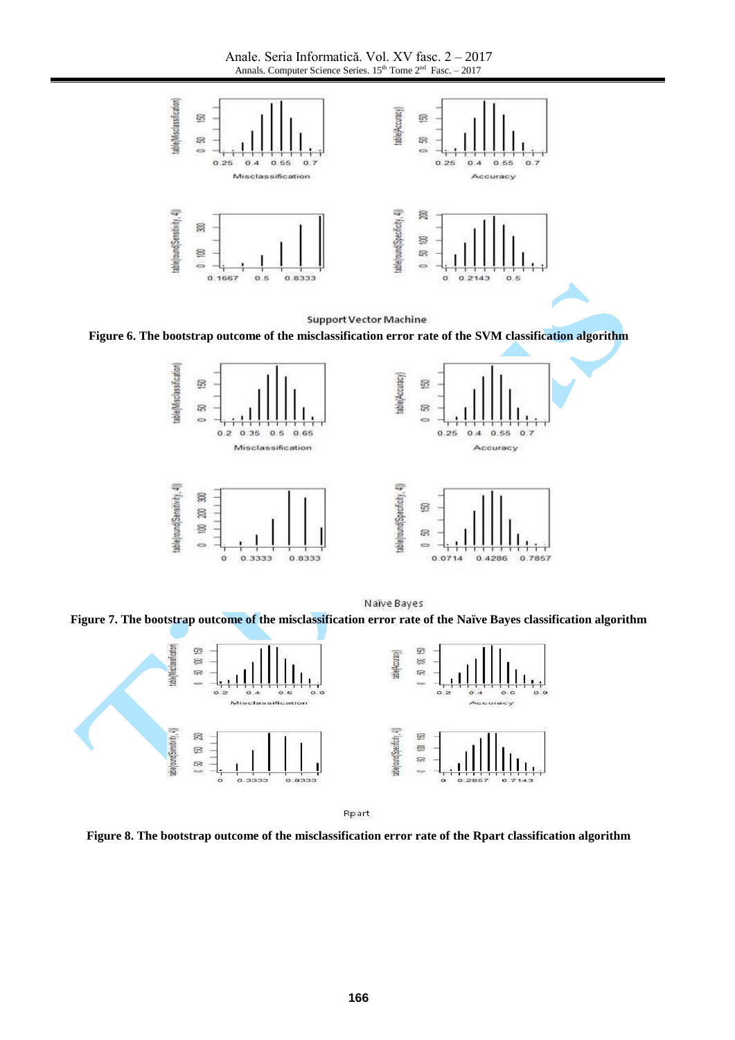Support Vector Machine

**Figure 6. The bootstrap outcome of the misclassification error rate of the SVM classification algorithm**

Naïve Bayes

**Figure 7. The bootstrap outcome of the misclassification error rate of the Naïve Bayes classification algorithm**

Rpart

**Figure 8. The bootstrap outcome of the misclassification error rate of the Rpart classification algorithm**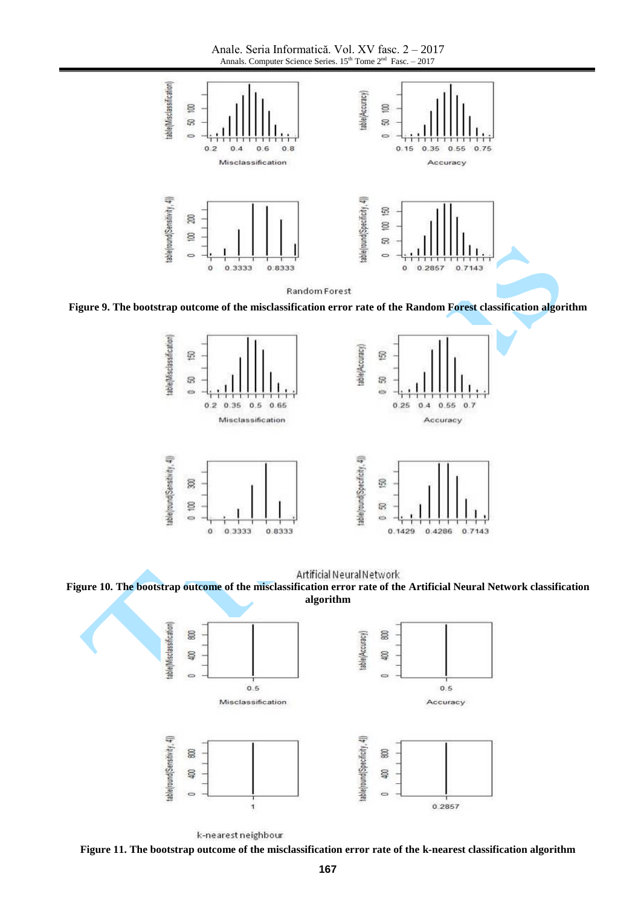table(Misclassification)
0
50
100
0.2 0.4 0.6 0.8
Misclassification

table(Accuracy)
0
50
100
0.15 0.35 0.55 0.75
Accuracy

table(round(Sensitivity, 4))
0
100
200
0 0.3333 0.8333

table(round(Specificity, 4))
0
50
100
150
0 0.2857 0.7143

Random Forest

**Figure 9. The bootstrap outcome of the misclassification error rate of the Random Forest classification algorithm**

table(Misclassification)
0
50
150
0.2 0.35 0.5 0.65
Misclassification

table(Accuracy)
0
50
150
0.25 0.4 0.55 0.7
Accuracy

table(round(Sensitivity, 4))
0
100
300
0 0.3333 0.8333

table(round(Specificity, 4))
0
50
150
0.1429 0.4286 0.7143

Artificial Neural Network

**Figure 10. The bootstrap outcome of the misclassification error rate of the Artificial Neural Network classification algorithm**

table(Misclassification)
0
400
800
0.5
Misclassification

table(Accuracy)
0
400
800
0.5
Accuracy

table(round(Sensitivity, 4))
0
400
800
1

table(round(Specificity, 4))
0
400
800
0.2857

k-nearest neighbour

**Figure 11. The bootstrap outcome of the misclassification error rate of the k-nearest classification algorithm**